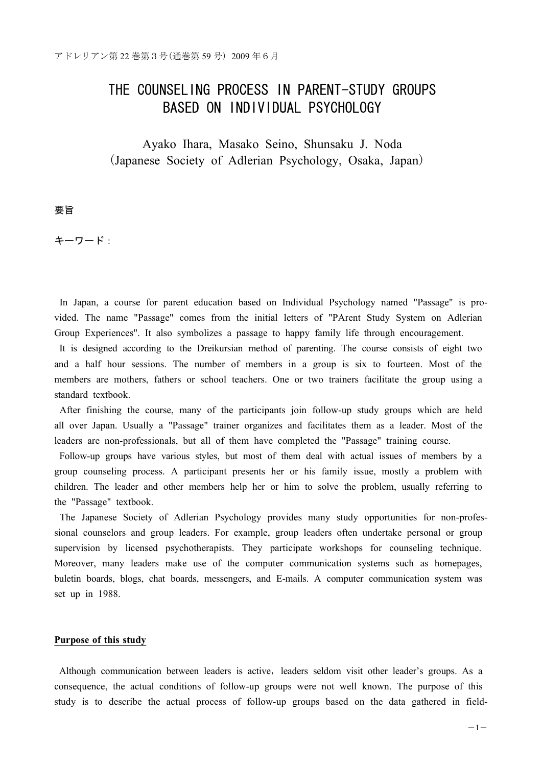# THE COUNSELING PROCESS IN PARENT-STUDY GROUPS BASED ON INDIVIDUAL PSYCHOLOGY

Ayako Ihara, Masako Seino, Shunsaku J. Noda
(Japanese Society of Adlerian Psychology, Osaka, Japan)

**要旨**

**キーワード**：

In Japan, a course for parent education based on Individual Psychology named "Passage" is provided. The name "Passage" comes from the initial letters of "PArent Study System on Adlerian Group Experiences". It also symbolizes a passage to happy family life through encouragement.

It is designed according to the Dreikursian method of parenting. The course consists of eight two and a half hour sessions. The number of members in a group is six to fourteen. Most of the members are mothers, fathers or school teachers. One or two trainers facilitate the group using a standard textbook.

After finishing the course, many of the participants join follow-up study groups which are held all over Japan. Usually a "Passage" trainer organizes and facilitates them as a leader. Most of the leaders are non-professionals, but all of them have completed the "Passage" training course.

Follow-up groups have various styles, but most of them deal with actual issues of members by a group counseling process. A participant presents her or his family issue, mostly a problem with children. The leader and other members help her or him to solve the problem, usually referring to the "Passage" textbook.

The Japanese Society of Adlerian Psychology provides many study opportunities for non-professional counselors and group leaders. For example, group leaders often undertake personal or group supervision by licensed psychotherapists. They participate workshops for counseling technique. Moreover, many leaders make use of the computer communication systems such as homepages, buletin boards, blogs, chat boards, messengers, and E-mails. A computer communication system was set up in 1988.

## Purpose of this study

Although communication between leaders is active，leaders seldom visit other leader's groups. As a consequence, the actual conditions of follow-up groups were not well known. The purpose of this study is to describe the actual process of follow-up groups based on the data gathered in field-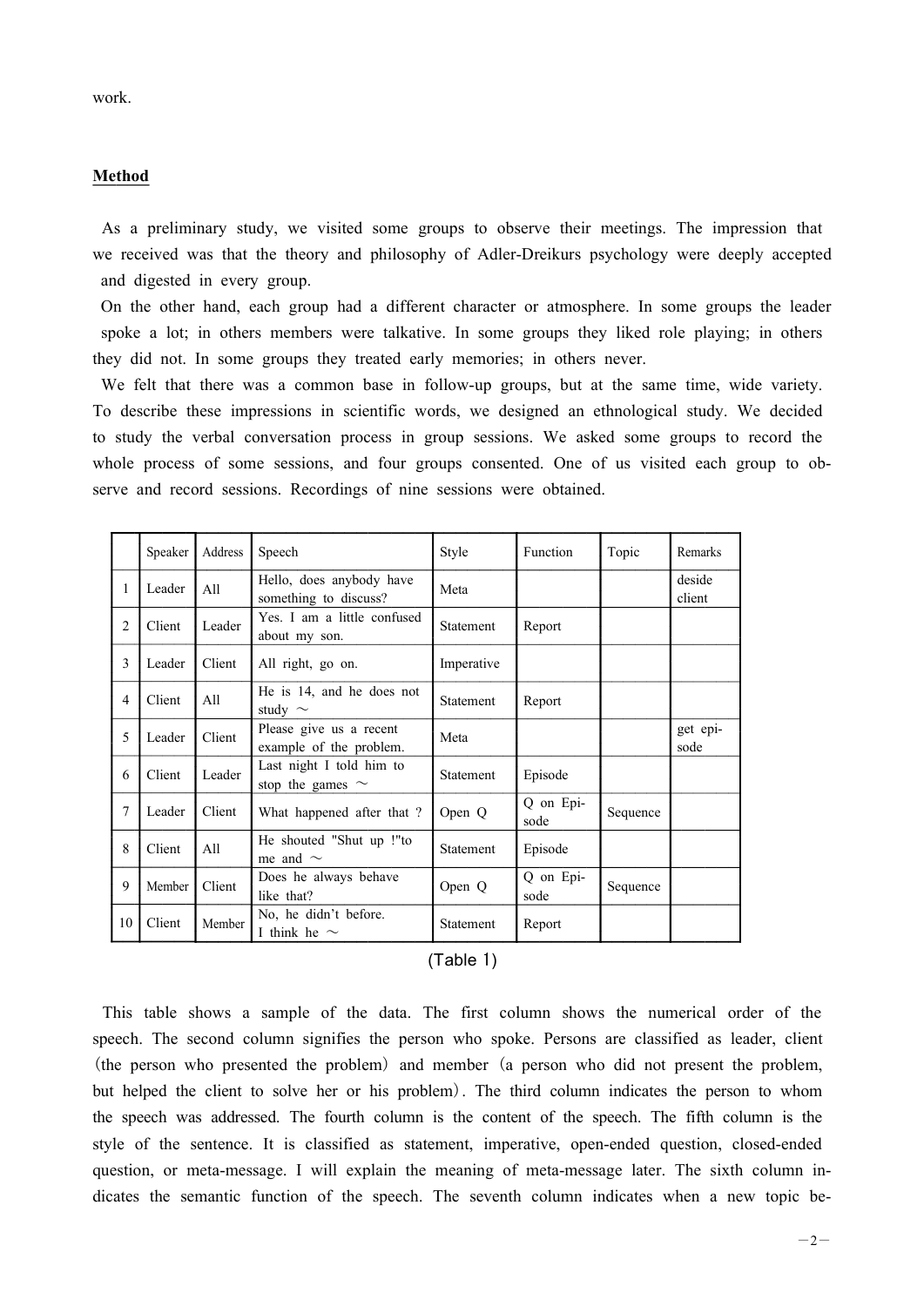work.

## Method

As a preliminary study, we visited some groups to observe their meetings. The impression that we received was that the theory and philosophy of Adler-Dreikurs psychology were deeply accepted and digested in every group.

On the other hand, each group had a different character or atmosphere. In some groups the leader spoke a lot; in others members were talkative. In some groups they liked role playing; in others they did not. In some groups they treated early memories; in others never.

We felt that there was a common base in follow-up groups, but at the same time, wide variety. To describe these impressions in scientific words, we designed an ethnological study. We decided to study the verbal conversation process in group sessions. We asked some groups to record the whole process of some sessions, and four groups consented. One of us visited each group to observe and record sessions. Recordings of nine sessions were obtained.

| | Speaker | Address | Speech | Style | Function | Topic | Remarks |
|---|---|---|---|---|---|---|---|
| 1 | Leader | All | Hello, does anybody have something to discuss? | Meta | | | deside client |
| 2 | Client | Leader | Yes. I am a little confused about my son. | Statement | Report | | |
| 3 | Leader | Client | All right, go on. | Imperative | | | |
| 4 | Client | All | He is 14, and he does not study 〜 | Statement | Report | | |
| 5 | Leader | Client | Please give us a recent example of the problem. | Meta | | | get episode |
| 6 | Client | Leader | Last night I told him to stop the games 〜 | Statement | Episode | | |
| 7 | Leader | Client | What happened after that ? | Open Q | Q on Episode | Sequence | |
| 8 | Client | All | He shouted "Shut up !"to me and 〜 | Statement | Episode | | |
| 9 | Member | Client | Does he always behave like that? | Open Q | Q on Episode | Sequence | |
| 10 | Client | Member | No, he didn't before. I think he 〜 | Statement | Report | | |

(Table 1)

This table shows a sample of the data. The first column shows the numerical order of the speech. The second column signifies the person who spoke. Persons are classified as leader, client (the person who presented the problem) and member (a person who did not present the problem, but helped the client to solve her or his problem). The third column indicates the person to whom the speech was addressed. The fourth column is the content of the speech. The fifth column is the style of the sentence. It is classified as statement, imperative, open-ended question, closed-ended question, or meta-message. I will explain the meaning of meta-message later. The sixth column indicates the semantic function of the speech. The seventh column indicates when a new topic be-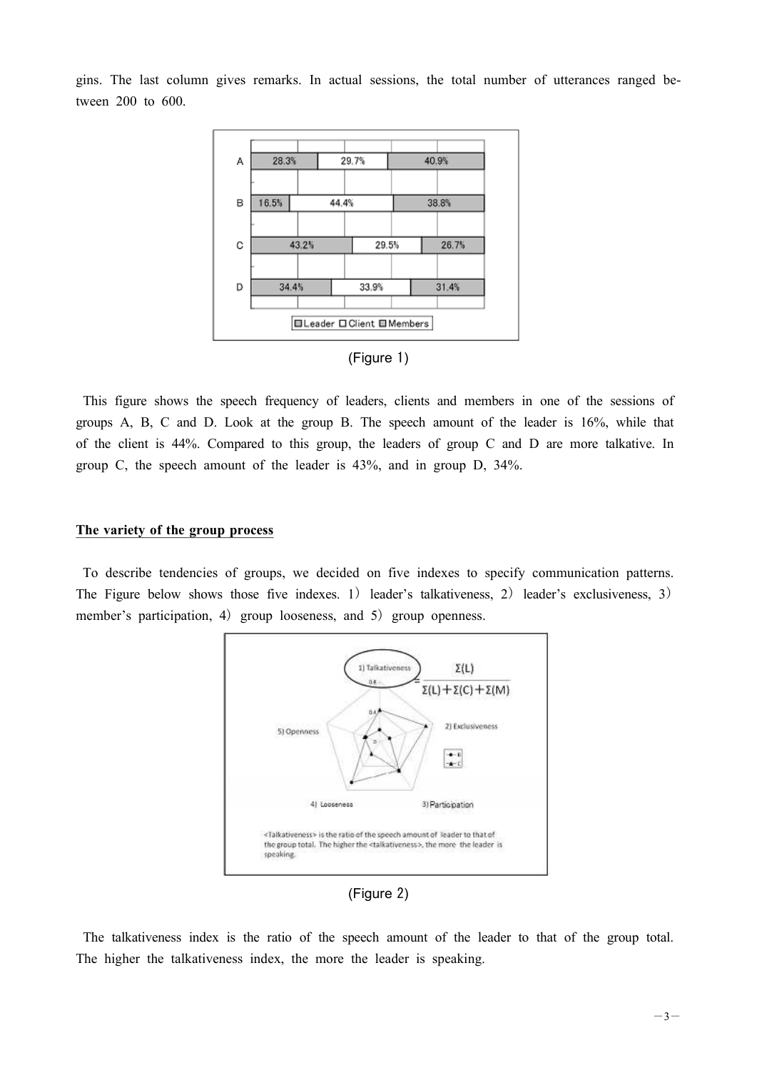gins. The last column gives remarks. In actual sessions, the total number of utterances ranged between 200 to 600.

(Figure 1)

This figure shows the speech frequency of leaders, clients and members in one of the sessions of groups A, B, C and D. Look at the group B. The speech amount of the leader is 16%, while that of the client is 44%. Compared to this group, the leaders of group C and D are more talkative. In group C, the speech amount of the leader is 43%, and in group D, 34%.

**The variety of the group process**

To describe tendencies of groups, we decided on five indexes to specify communication patterns. The Figure below shows those five indexes. 1) leader's talkativeness, 2) leader's exclusiveness, 3) member's participation, 4) group looseness, and 5) group openness.

(Figure 2)

The talkativeness index is the ratio of the speech amount of the leader to that of the group total. The higher the talkativeness index, the more the leader is speaking.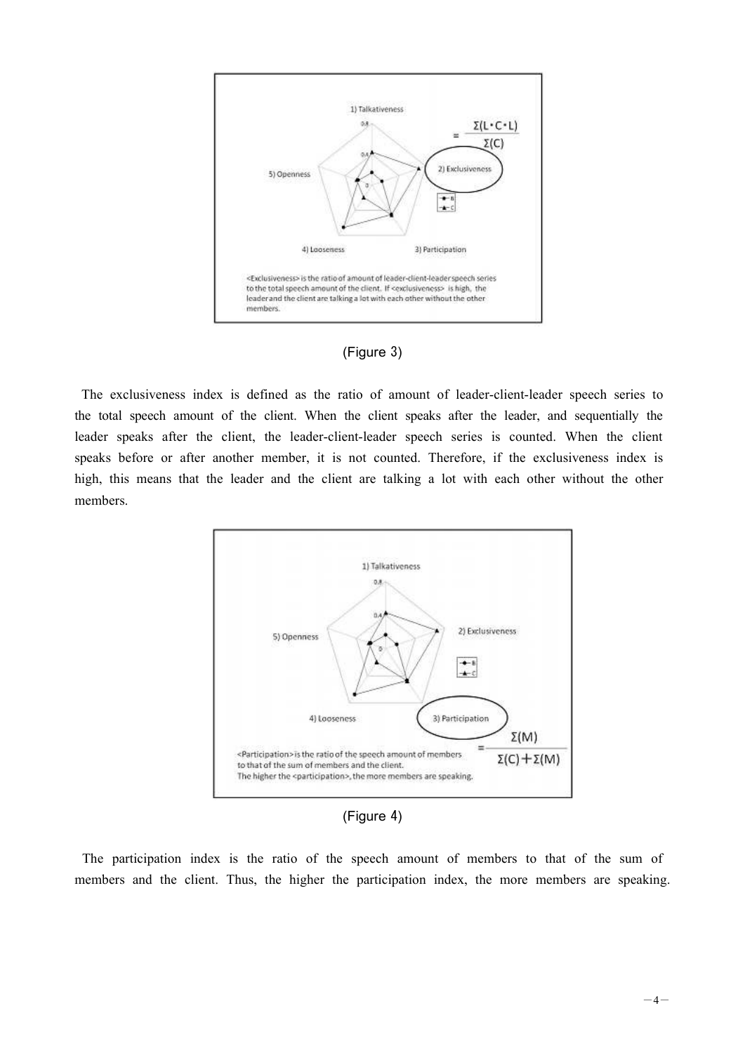(Figure 3)

The exclusiveness index is defined as the ratio of amount of leader-client-leader speech series to the total speech amount of the client. When the client speaks after the leader, and sequentially the leader speaks after the client, the leader-client-leader speech series is counted. When the client speaks before or after another member, it is not counted. Therefore, if the exclusiveness index is high, this means that the leader and the client are talking a lot with each other without the other members.

(Figure 4)

The participation index is the ratio of the speech amount of members to that of the sum of members and the client. Thus, the higher the participation index, the more members are speaking.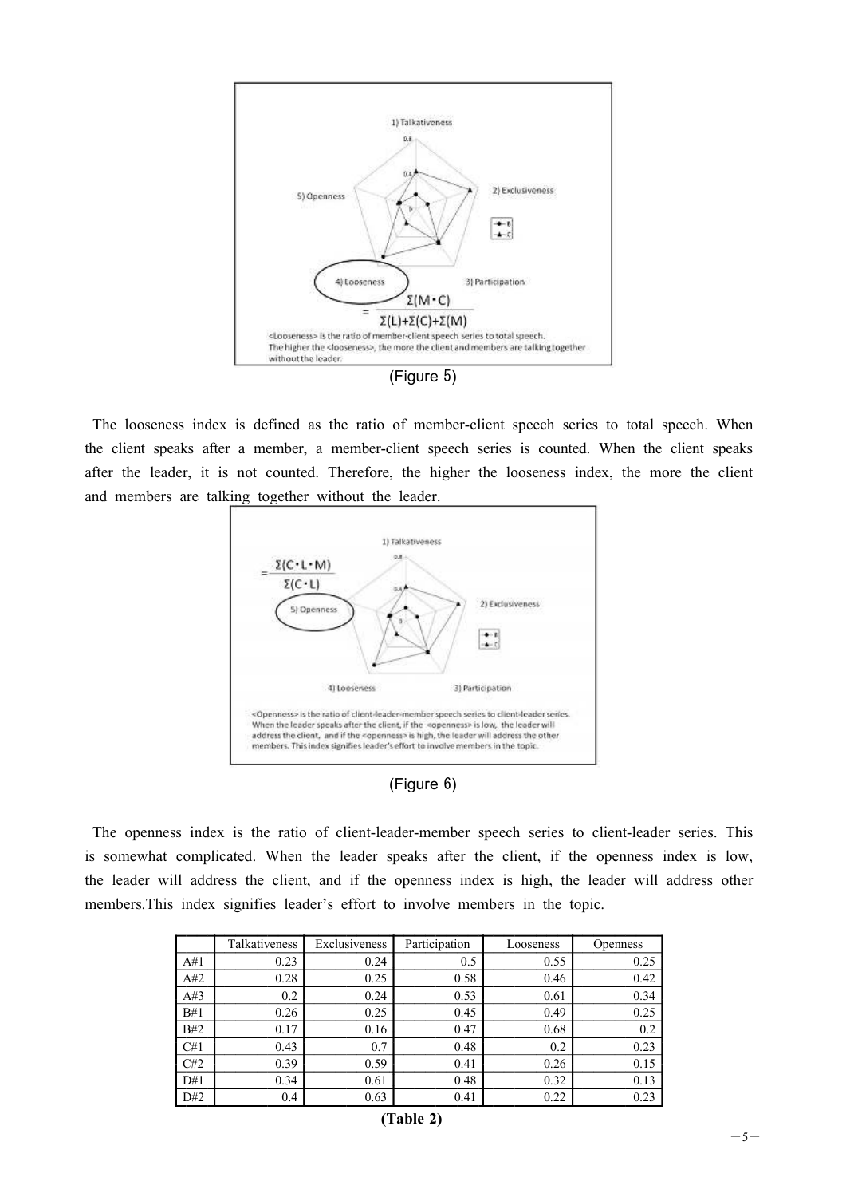1) Talkativeness

2) Exclusiveness

3) Participation

4) Looseness

$$= \frac{\Sigma(M \cdot C)}{\Sigma(L)+\Sigma(C)+\Sigma(M)}$$

5) Openness

<Looseness> is the ratio of member-client speech series to total speech. The higher the <looseness>, the more the client and members are talking together without the leader.

(Figure 5)

The looseness index is defined as the ratio of member-client speech series to total speech. When the client speaks after a member, a member-client speech series is counted. When the client speaks after the leader, it is not counted. Therefore, the higher the looseness index, the more the client and members are talking together without the leader.

1) Talkativeness

2) Exclusiveness

3) Participation

4) Looseness

5) Openness

$$= \frac{\Sigma(C \cdot L \cdot M)}{\Sigma(C \cdot L)}$$

<Openness> is the ratio of client-leader-member speech series to client-leader series. When the leader speaks after the client, if the <openness> is low, the leader will address the client, and if the <openness> is high, the leader will address the other members. This index signifies leader's effort to involve members in the topic.

(Figure 6)

The openness index is the ratio of client-leader-member speech series to client-leader series. This is somewhat complicated. When the leader speaks after the client, if the openness index is low, the leader will address the client, and if the openness index is high, the leader will address other members.This index signifies leader's effort to involve members in the topic.

| | Talkativeness | Exclusiveness | Participation | Looseness | Openness |
|---|---|---|---|---|---|
| A#1 | 0.23 | 0.24 | 0.5 | 0.55 | 0.25 |
| A#2 | 0.28 | 0.25 | 0.58 | 0.46 | 0.42 |
| A#3 | 0.2 | 0.24 | 0.53 | 0.61 | 0.34 |
| B#1 | 0.26 | 0.25 | 0.45 | 0.49 | 0.25 |
| B#2 | 0.17 | 0.16 | 0.47 | 0.68 | 0.2 |
| C#1 | 0.43 | 0.7 | 0.48 | 0.2 | 0.23 |
| C#2 | 0.39 | 0.59 | 0.41 | 0.26 | 0.15 |
| D#1 | 0.34 | 0.61 | 0.48 | 0.32 | 0.13 |
| D#2 | 0.4 | 0.63 | 0.41 | 0.22 | 0.23 |

**(Table 2)**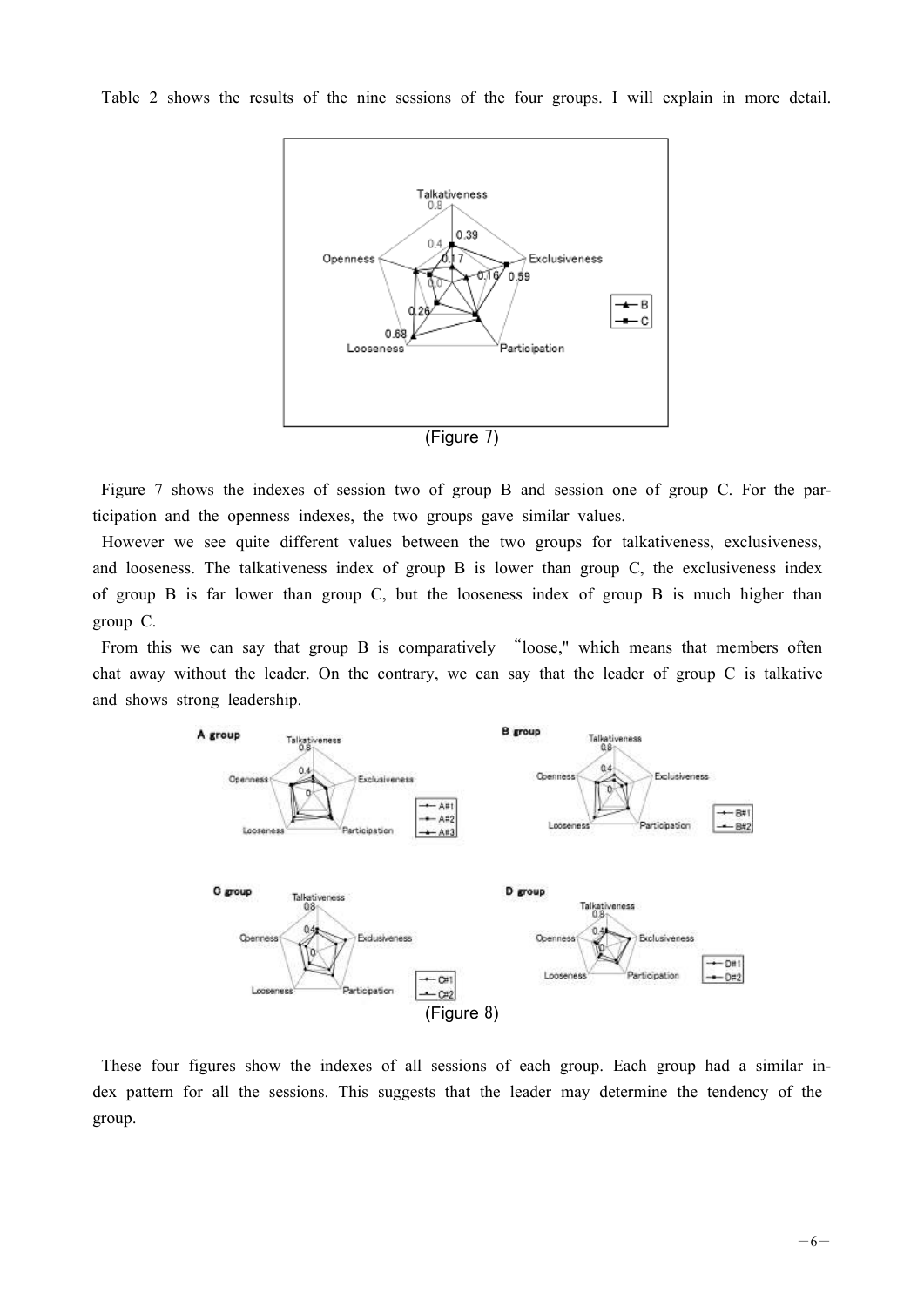Table 2 shows the results of the nine sessions of the four groups. I will explain in more detail.

(Figure 7)

Figure 7 shows the indexes of session two of group B and session one of group C. For the participation and the openness indexes, the two groups gave similar values.

However we see quite different values between the two groups for talkativeness, exclusiveness, and looseness. The talkativeness index of group B is lower than group C, the exclusiveness index of group B is far lower than group C, but the looseness index of group B is much higher than group C.

From this we can say that group B is comparatively "loose," which means that members often chat away without the leader. On the contrary, we can say that the leader of group C is talkative and shows strong leadership.

(Figure 8)

These four figures show the indexes of all sessions of each group. Each group had a similar index pattern for all the sessions. This suggests that the leader may determine the tendency of the group.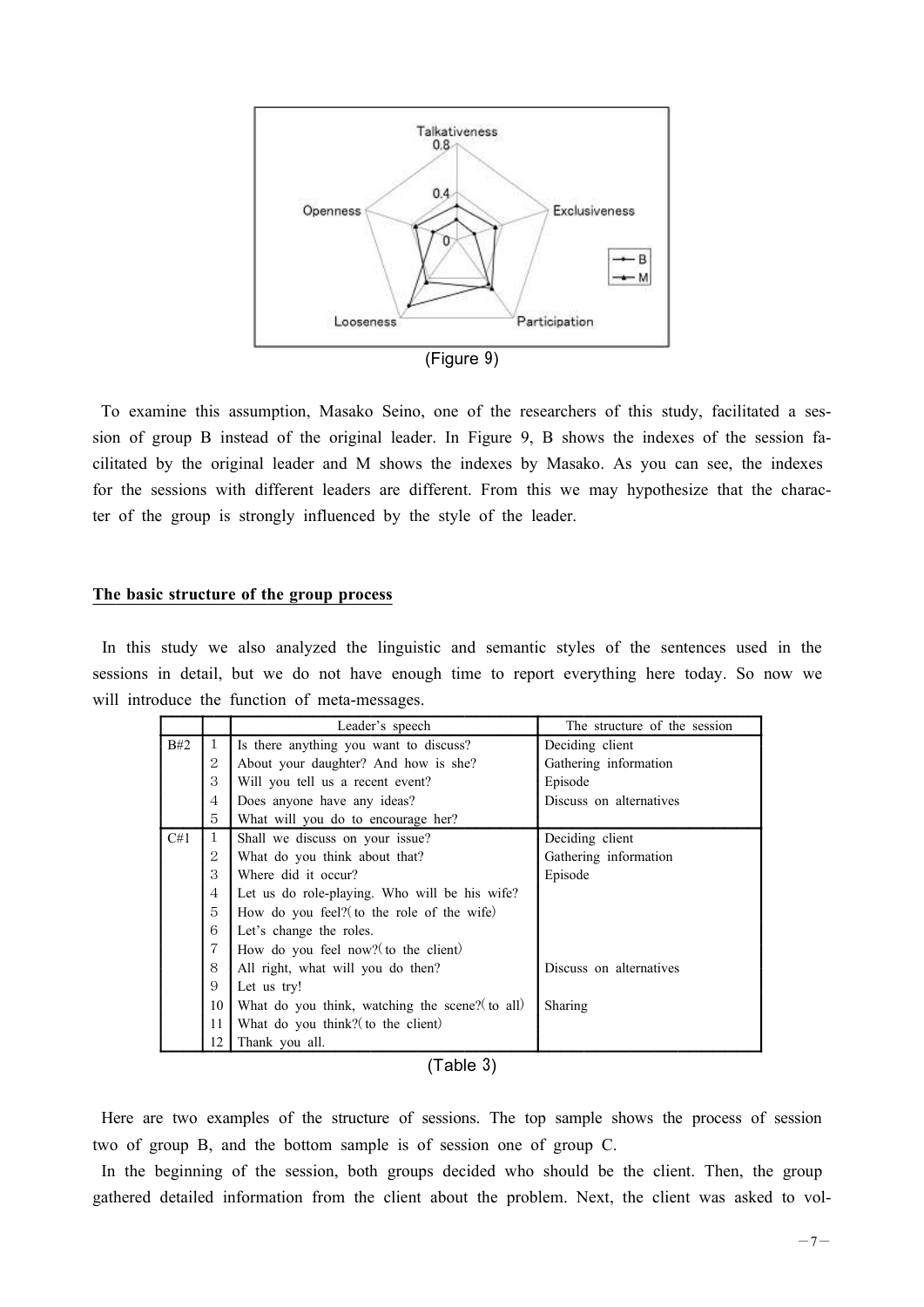(Figure 9)

To examine this assumption, Masako Seino, one of the researchers of this study, facilitated a session of group B instead of the original leader. In Figure 9, B shows the indexes of the session facilitated by the original leader and M shows the indexes by Masako. As you can see, the indexes for the sessions with different leaders are different. From this we may hypothesize that the character of the group is strongly influenced by the style of the leader.

## The basic structure of the group process

In this study we also analyzed the linguistic and semantic styles of the sentences used in the sessions in detail, but we do not have enough time to report everything here today. So now we will introduce the function of meta-messages.

| | | Leader's speech | The structure of the session |
|---|---|---|---|
| B#2 | 1 | Is there anything you want to discuss? | Deciding client |
| | 2 | About your daughter? And how is she? | Gathering information |
| | 3 | Will you tell us a recent event? | Episode |
| | 4 | Does anyone have any ideas? | Discuss on alternatives |
| | 5 | What will you do to encourage her? | |
| C#1 | 1 | Shall we discuss on your issue? | Deciding client |
| | 2 | What do you think about that? | Gathering information |
| | 3 | Where did it occur? | Episode |
| | 4 | Let us do role-playing. Who will be his wife? | |
| | 5 | How do you feel?(to the role of the wife) | |
| | 6 | Let's change the roles. | |
| | 7 | How do you feel now?(to the client) | |
| | 8 | All right, what will you do then? | Discuss on alternatives |
| | 9 | Let us try! | |
| | 10 | What do you think, watching the scene?(to all) | Sharing |
| | 11 | What do you think?(to the client) | |
| | 12 | Thank you all. | |

(Table 3)

Here are two examples of the structure of sessions. The top sample shows the process of session two of group B, and the bottom sample is of session one of group C.

In the beginning of the session, both groups decided who should be the client. Then, the group gathered detailed information from the client about the problem. Next, the client was asked to vol-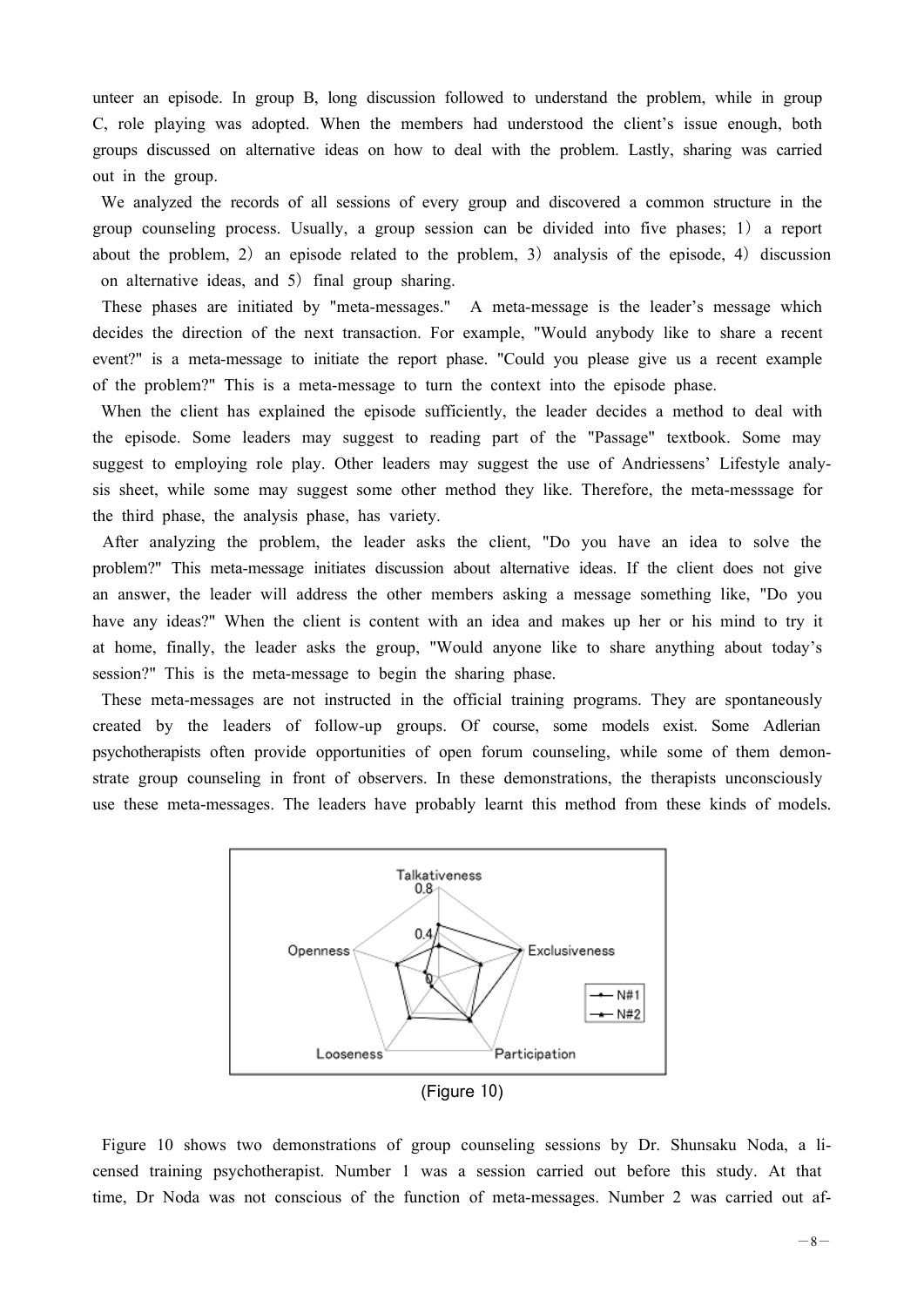unteer an episode. In group B, long discussion followed to understand the problem, while in group C, role playing was adopted. When the members had understood the client's issue enough, both groups discussed on alternative ideas on how to deal with the problem. Lastly, sharing was carried out in the group.

We analyzed the records of all sessions of every group and discovered a common structure in the group counseling process. Usually, a group session can be divided into five phases; 1) a report about the problem, 2) an episode related to the problem, 3) analysis of the episode, 4) discussion on alternative ideas, and 5) final group sharing.

These phases are initiated by "meta-messages." A meta-message is the leader's message which decides the direction of the next transaction. For example, "Would anybody like to share a recent event?" is a meta-message to initiate the report phase. "Could you please give us a recent example of the problem?" This is a meta-message to turn the context into the episode phase.

When the client has explained the episode sufficiently, the leader decides a method to deal with the episode. Some leaders may suggest to reading part of the "Passage" textbook. Some may suggest to employing role play. Other leaders may suggest the use of Andriessens' Lifestyle analysis sheet, while some may suggest some other method they like. Therefore, the meta-messsage for the third phase, the analysis phase, has variety.

After analyzing the problem, the leader asks the client, "Do you have an idea to solve the problem?" This meta-message initiates discussion about alternative ideas. If the client does not give an answer, the leader will address the other members asking a message something like, "Do you have any ideas?" When the client is content with an idea and makes up her or his mind to try it at home, finally, the leader asks the group, "Would anyone like to share anything about today's session?" This is the meta-message to begin the sharing phase.

These meta-messages are not instructed in the official training programs. They are spontaneously created by the leaders of follow-up groups. Of course, some models exist. Some Adlerian psychotherapists often provide opportunities of open forum counseling, while some of them demonstrate group counseling in front of observers. In these demonstrations, the therapists unconsciously use these meta-messages. The leaders have probably learnt this method from these kinds of models.

(Figure 10)

Figure 10 shows two demonstrations of group counseling sessions by Dr. Shunsaku Noda, a licensed training psychotherapist. Number 1 was a session carried out before this study. At that time, Dr Noda was not conscious of the function of meta-messages. Number 2 was carried out af-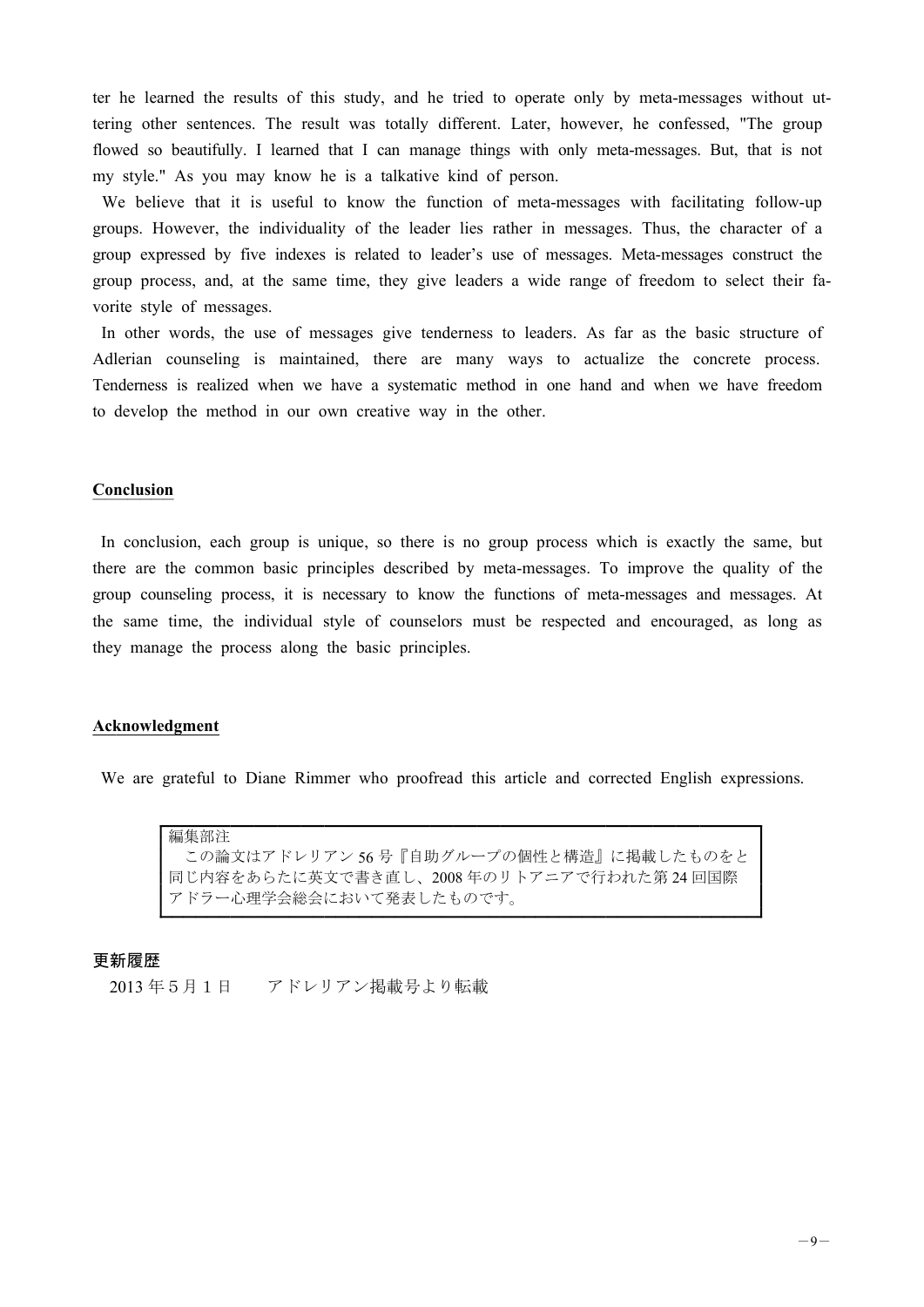ter he learned the results of this study, and he tried to operate only by meta-messages without uttering other sentences. The result was totally different. Later, however, he confessed, "The group flowed so beautifully. I learned that I can manage things with only meta-messages. But, that is not my style." As you may know he is a talkative kind of person.

We believe that it is useful to know the function of meta-messages with facilitating follow-up groups. However, the individuality of the leader lies rather in messages. Thus, the character of a group expressed by five indexes is related to leader's use of messages. Meta-messages construct the group process, and, at the same time, they give leaders a wide range of freedom to select their favorite style of messages.

In other words, the use of messages give tenderness to leaders. As far as the basic structure of Adlerian counseling is maintained, there are many ways to actualize the concrete process. Tenderness is realized when we have a systematic method in one hand and when we have freedom to develop the method in our own creative way in the other.

## Conclusion

In conclusion, each group is unique, so there is no group process which is exactly the same, but there are the common basic principles described by meta-messages. To improve the quality of the group counseling process, it is necessary to know the functions of meta-messages and messages. At the same time, the individual style of counselors must be respected and encouraged, as long as they manage the process along the basic principles.

## Acknowledgment

We are grateful to Diane Rimmer who proofread this article and corrected English expressions.

> 編集部注
> この論文はアドレリアン 56 号『自助グループの個性と構造』に掲載したものをと同じ内容をあらたに英文で書き直し、2008 年のリトアニアで行われた第 24 回国際アドラー心理学会総会において発表したものです。

## 更新履歴

2013 年５月１日　　アドレリアン掲載号より転載